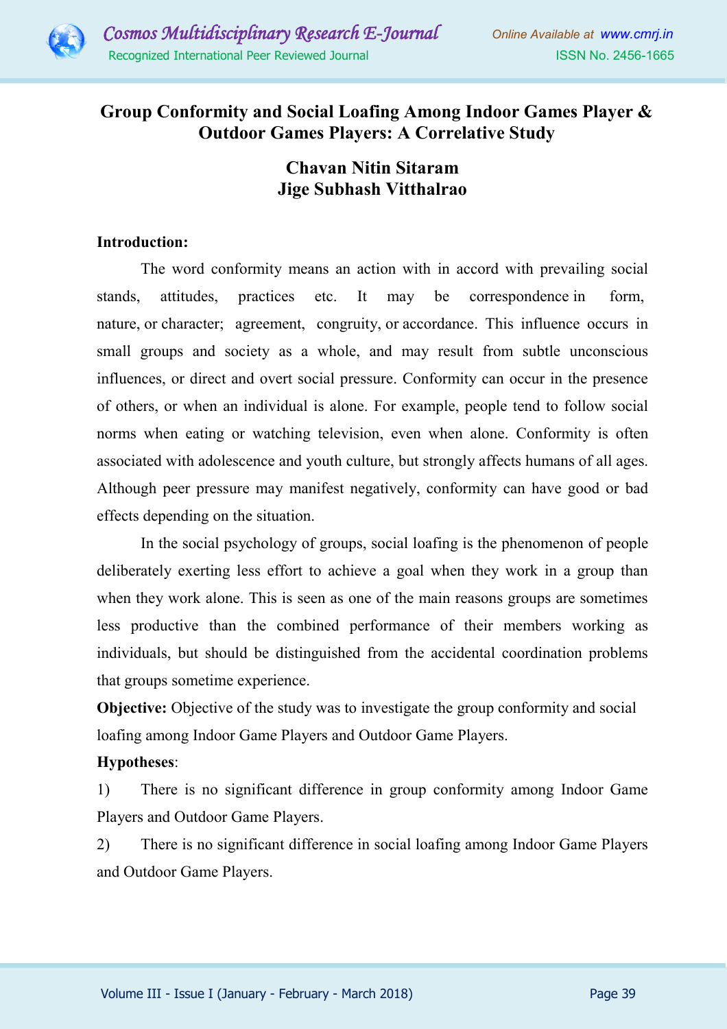# Group Conformity and Social Loafing Among Indoor Games Player & Outdoor Games Players: A Correlative Study

**Chavan Nitin Sitaram**
**Jige Subhash Vitthalrao**

**Introduction:**

The word conformity means an action with in accord with prevailing social stands, attitudes, practices etc. It may be correspondence in form, nature, or character; agreement, congruity, or accordance. This influence occurs in small groups and society as a whole, and may result from subtle unconscious influences, or direct and overt social pressure. Conformity can occur in the presence of others, or when an individual is alone. For example, people tend to follow social norms when eating or watching television, even when alone. Conformity is often associated with adolescence and youth culture, but strongly affects humans of all ages. Although peer pressure may manifest negatively, conformity can have good or bad effects depending on the situation.

In the social psychology of groups, social loafing is the phenomenon of people deliberately exerting less effort to achieve a goal when they work in a group than when they work alone. This is seen as one of the main reasons groups are sometimes less productive than the combined performance of their members working as individuals, but should be distinguished from the accidental coordination problems that groups sometime experience.

**Objective:** Objective of the study was to investigate the group conformity and social loafing among Indoor Game Players and Outdoor Game Players.

**Hypotheses**:

1) There is no significant difference in group conformity among Indoor Game Players and Outdoor Game Players.
2) There is no significant difference in social loafing among Indoor Game Players and Outdoor Game Players.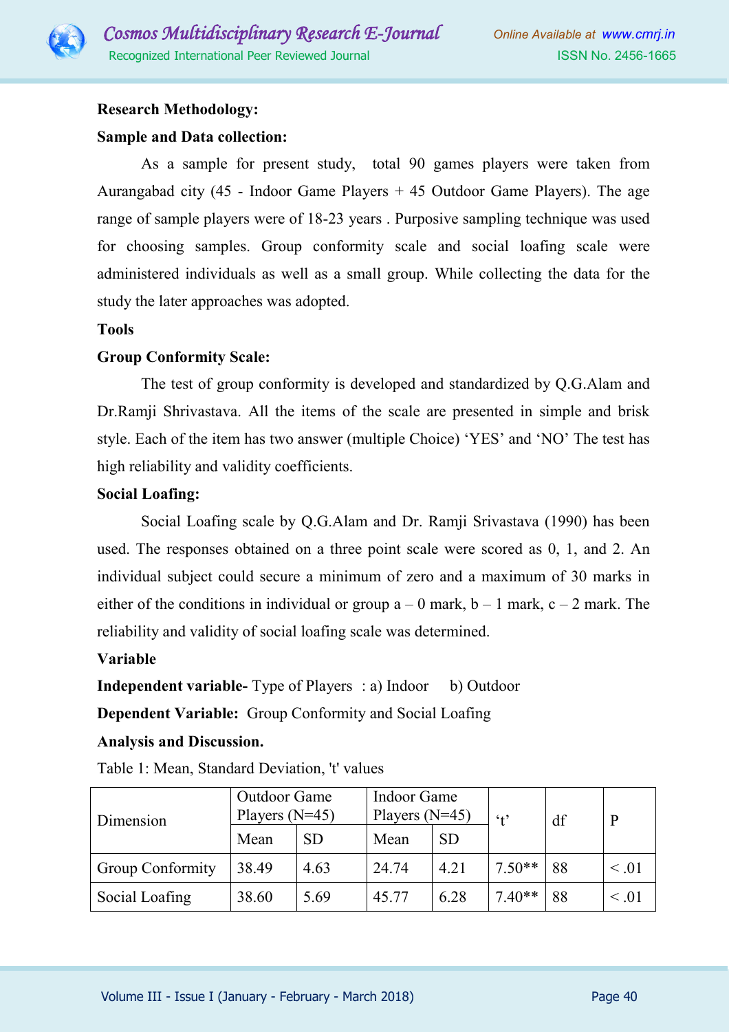**Research Methodology:**

**Sample and Data collection:**

As a sample for present study, total 90 games players were taken from Aurangabad city (45 - Indoor Game Players + 45 Outdoor Game Players). The age range of sample players were of 18-23 years . Purposive sampling technique was used for choosing samples. Group conformity scale and social loafing scale were administered individuals as well as a small group. While collecting the data for the study the later approaches was adopted.

**Tools**

**Group Conformity Scale:**

The test of group conformity is developed and standardized by Q.G.Alam and Dr.Ramji Shrivastava. All the items of the scale are presented in simple and brisk style. Each of the item has two answer (multiple Choice) 'YES' and 'NO' The test has high reliability and validity coefficients.

**Social Loafing:**

Social Loafing scale by Q.G.Alam and Dr. Ramji Srivastava (1990) has been used. The responses obtained on a three point scale were scored as 0, 1, and 2. An individual subject could secure a minimum of zero and a maximum of 30 marks in either of the conditions in individual or group a – 0 mark, b – 1 mark, c – 2 mark. The reliability and validity of social loafing scale was determined.

**Variable**

**Independent variable-** Type of Players : a) Indoor b) Outdoor

**Dependent Variable:** Group Conformity and Social Loafing

**Analysis and Discussion.**

Table 1: Mean, Standard Deviation, 't' values

| Dimension | Outdoor Game Players (N=45) | | Indoor Game Players (N=45) | | 't' | df | P |
|---|---|---|---|---|---|---|---|
| | Mean | SD | Mean | SD | | | |
| Group Conformity | 38.49 | 4.63 | 24.74 | 4.21 | 7.50** | 88 | < .01 |
| Social Loafing | 38.60 | 5.69 | 45.77 | 6.28 | 7.40** | 88 | < .01 |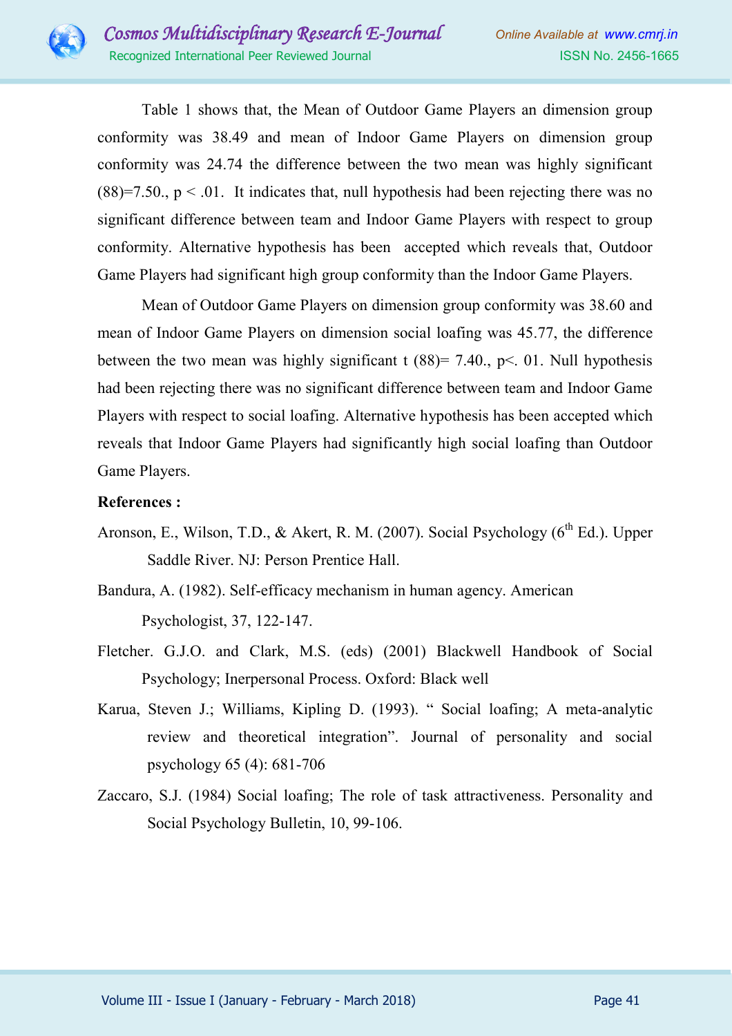Table 1 shows that, the Mean of Outdoor Game Players an dimension group conformity was 38.49 and mean of Indoor Game Players on dimension group conformity was 24.74 the difference between the two mean was highly significant (88)=7.50., $p < .01$. It indicates that, null hypothesis had been rejecting there was no significant difference between team and Indoor Game Players with respect to group conformity. Alternative hypothesis has been accepted which reveals that, Outdoor Game Players had significant high group conformity than the Indoor Game Players.

Mean of Outdoor Game Players on dimension group conformity was 38.60 and mean of Indoor Game Players on dimension social loafing was 45.77, the difference between the two mean was highly significant t (88)= 7.40., p<. 01. Null hypothesis had been rejecting there was no significant difference between team and Indoor Game Players with respect to social loafing. Alternative hypothesis has been accepted which reveals that Indoor Game Players had significantly high social loafing than Outdoor Game Players.

**References :**

Aronson, E., Wilson, T.D., & Akert, R. M. (2007). Social Psychology (6th Ed.). Upper Saddle River. NJ: Person Prentice Hall.

Bandura, A. (1982). Self-efficacy mechanism in human agency. American Psychologist, 37, 122-147.

Fletcher. G.J.O. and Clark, M.S. (eds) (2001) Blackwell Handbook of Social Psychology; Inerpersonal Process. Oxford: Black well

Karua, Steven J.; Williams, Kipling D. (1993). " Social loafing; A meta-analytic review and theoretical integration". Journal of personality and social psychology 65 (4): 681-706

Zaccaro, S.J. (1984) Social loafing; The role of task attractiveness. Personality and Social Psychology Bulletin, 10, 99-106.